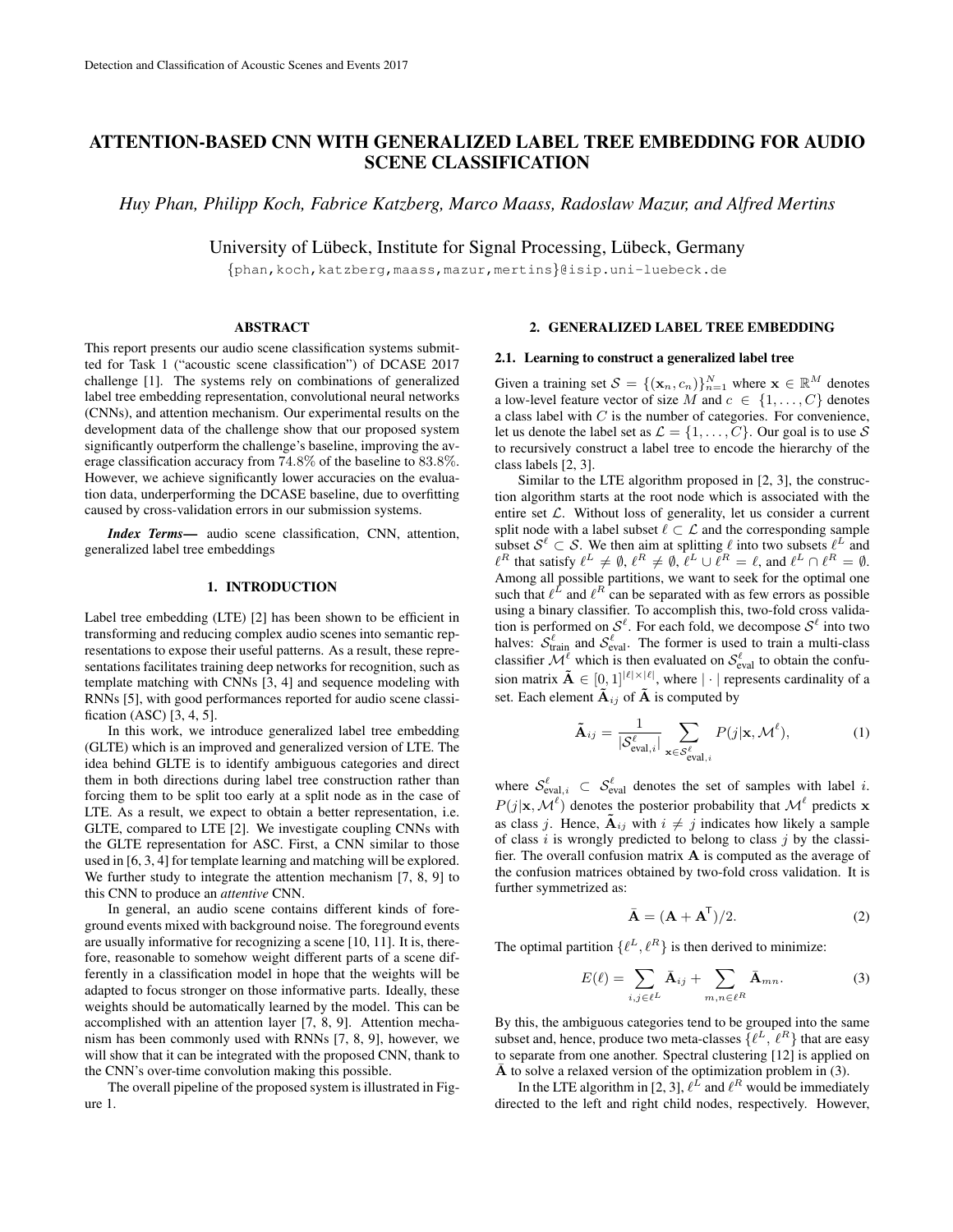# ATTENTION-BASED CNN WITH GENERALIZED LABEL TREE EMBEDDING FOR AUDIO SCENE CLASSIFICATION

*Huy Phan, Philipp Koch, Fabrice Katzberg, Marco Maass, Radoslaw Mazur, and Alfred Mertins*

University of Lübeck, Institute for Signal Processing, Lübeck, Germany
{phan,koch,katzberg,maass,mazur,mertins}@isip.uni-luebeck.de

## ABSTRACT

This report presents our audio scene classification systems submitted for Task 1 ("acoustic scene classification") of DCASE 2017 challenge [1]. The systems rely on combinations of generalized label tree embedding representation, convolutional neural networks (CNNs), and attention mechanism. Our experimental results on the development data of the challenge show that our proposed system significantly outperform the challenge's baseline, improving the average classification accuracy from 74.8% of the baseline to 83.8%. However, we achieve significantly lower accuracies on the evaluation data, underperforming the DCASE baseline, due to overfitting caused by cross-validation errors in our submission systems.

***Index Terms*—** audio scene classification, CNN, attention, generalized label tree embeddings

## 1. INTRODUCTION

Label tree embedding (LTE) [2] has been shown to be efficient in transforming and reducing complex audio scenes into semantic representations to expose their useful patterns. As a result, these representations facilitates training deep networks for recognition, such as template matching with CNNs [3, 4] and sequence modeling with RNNs [5], with good performances reported for audio scene classification (ASC) [3, 4, 5].

In this work, we introduce generalized label tree embedding (GLTE) which is an improved and generalized version of LTE. The idea behind GLTE is to identify ambiguous categories and direct them in both directions during label tree construction rather than forcing them to be split too early at a split node as in the case of LTE. As a result, we expect to obtain a better representation, i.e. GLTE, compared to LTE [2]. We investigate coupling CNNs with the GLTE representation for ASC. First, a CNN similar to those used in [6, 3, 4] for template learning and matching will be explored. We further study to integrate the attention mechanism [7, 8, 9] to this CNN to produce an *attentive* CNN.

In general, an audio scene contains different kinds of foreground events mixed with background noise. The foreground events are usually informative for recognizing a scene [10, 11]. It is, therefore, reasonable to somehow weight different parts of a scene differently in a classification model in hope that the weights will be adapted to focus stronger on those informative parts. Ideally, these weights should be automatically learned by the model. This can be accomplished with an attention layer [7, 8, 9]. Attention mechanism has been commonly used with RNNs [7, 8, 9], however, we will show that it can be integrated with the proposed CNN, thank to the CNN's over-time convolution making this possible.

The overall pipeline of the proposed system is illustrated in Figure 1.

## 2. GENERALIZED LABEL TREE EMBEDDING

### 2.1. Learning to construct a generalized label tree

Given a training set $\mathcal{S} = \{(\mathbf{x}_n, c_n)\}_{n=1}^{N}$ where $\mathbf{x} \in \mathbb{R}^M$ denotes a low-level feature vector of size $M$ and $c \in \{1, \ldots, C\}$ denotes a class label with $C$ is the number of categories. For convenience, let us denote the label set as $\mathcal{L} = \{1, \ldots, C\}$. Our goal is to use $\mathcal{S}$ to recursively construct a label tree to encode the hierarchy of the class labels [2, 3].

Similar to the LTE algorithm proposed in [2, 3], the construction algorithm starts at the root node which is associated with the entire set $\mathcal{L}$. Without loss of generality, let us consider a current split node with a label subset $\ell \subset \mathcal{L}$ and the corresponding sample subset $\mathcal{S}^\ell \subset \mathcal{S}$. We then aim at splitting $\ell$ into two subsets $\ell^L$ and $\ell^R$ that satisfy $\ell^L \neq \emptyset$, $\ell^R \neq \emptyset$, $\ell^L \cup \ell^R = \ell$, and $\ell^L \cap \ell^R = \emptyset$. Among all possible partitions, we want to seek for the optimal one such that $\ell^L$ and $\ell^R$ can be separated with as few errors as possible using a binary classifier. To accomplish this, two-fold cross validation is performed on $\mathcal{S}^\ell$. For each fold, we decompose $\mathcal{S}^\ell$ into two halves: $\mathcal{S}^\ell_{\text{train}}$ and $\mathcal{S}^\ell_{\text{eval}}$. The former is used to train a multi-class classifier $\mathcal{M}^\ell$ which is then evaluated on $\mathcal{S}^\ell_{\text{eval}}$ to obtain the confusion matrix $\tilde{\mathbf{A}} \in [0,1]^{|\ell| \times |\ell|}$, where $|\cdot|$ represents cardinality of a set. Each element $\tilde{\mathbf{A}}_{ij}$ of $\tilde{\mathbf{A}}$ is computed by

$$\tilde{\mathbf{A}}_{ij} = \frac{1}{|\mathcal{S}^\ell_{\text{eval},i}|} \sum_{\mathbf{x} \in \mathcal{S}^\ell_{\text{eval},i}} P(j|\mathbf{x}, \mathcal{M}^\ell), \quad (1)$$

where $\mathcal{S}^\ell_{\text{eval},i} \subset \mathcal{S}^\ell_{\text{eval}}$ denotes the set of samples with label $i$. $P(j|\mathbf{x}, \mathcal{M}^\ell)$ denotes the posterior probability that $\mathcal{M}^\ell$ predicts $\mathbf{x}$ as class $j$. Hence, $\tilde{\mathbf{A}}_{ij}$ with $i \neq j$ indicates how likely a sample of class $i$ is wrongly predicted to belong to class $j$ by the classifier. The overall confusion matrix $\mathbf{A}$ is computed as the average of the confusion matrices obtained by two-fold cross validation. It is further symmetrized as:

$$\bar{\mathbf{A}} = (\mathbf{A} + \mathbf{A}^\mathsf{T})/2. \quad (2)$$

The optimal partition $\{\ell^L, \ell^R\}$ is then derived to minimize:

$$E(\ell) = \sum_{i,j \in \ell^L} \bar{\mathbf{A}}_{ij} + \sum_{m,n \in \ell^R} \bar{\mathbf{A}}_{mn}. \quad (3)$$

By this, the ambiguous categories tend to be grouped into the same subset and, hence, produce two meta-classes $\{\ell^L, \ell^R\}$ that are easy to separate from one another. Spectral clustering [12] is applied on $\bar{\mathbf{A}}$ to solve a relaxed version of the optimization problem in (3).

In the LTE algorithm in [2, 3], $\ell^L$ and $\ell^R$ would be immediately directed to the left and right child nodes, respectively. However,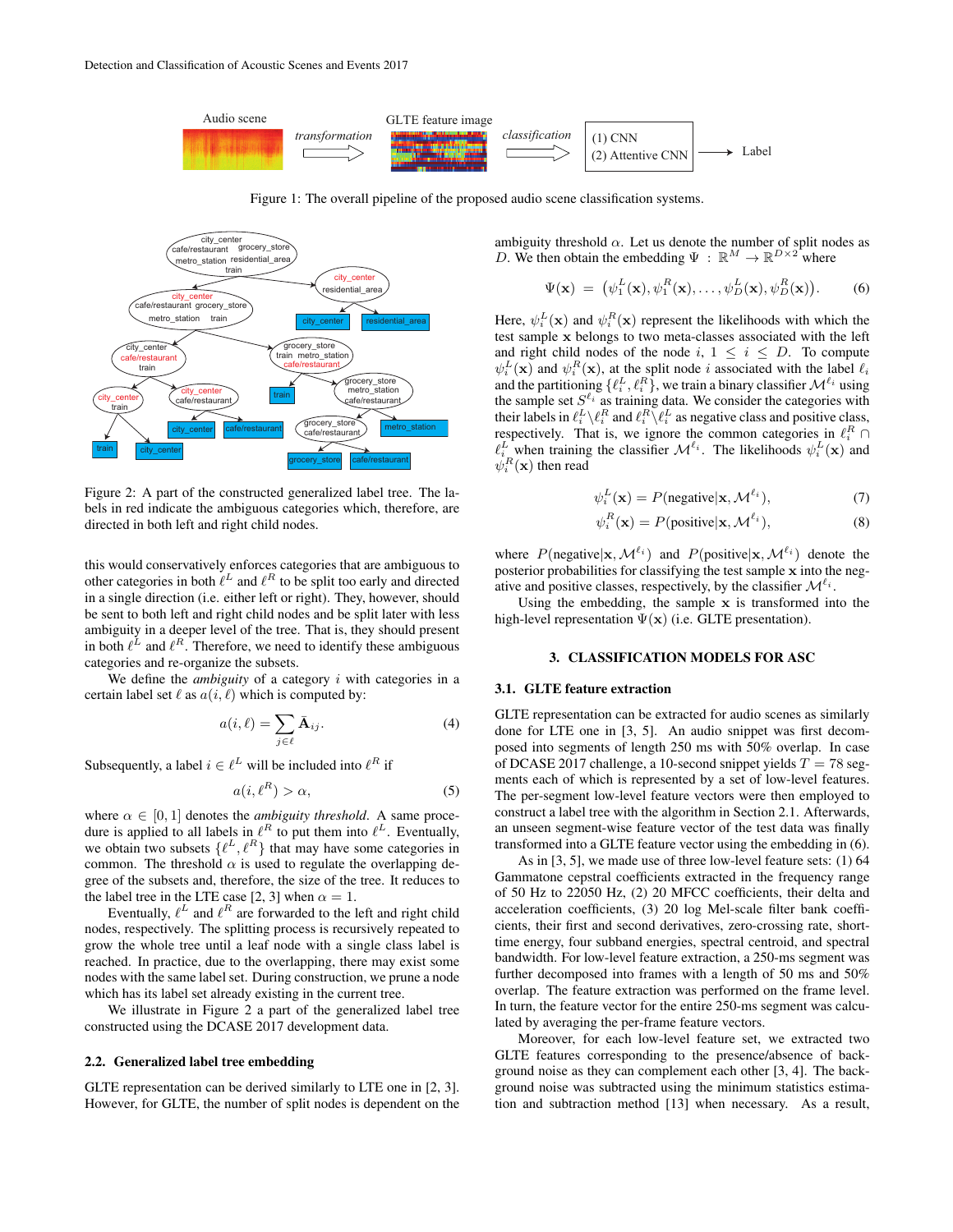Figure 1: The overall pipeline of the proposed audio scene classification systems.

Figure 2: A part of the constructed generalized label tree. The labels in red indicate the ambiguous categories which, therefore, are directed in both left and right child nodes.

this would conservatively enforces categories that are ambiguous to other categories in both $\ell^L$ and $\ell^R$ to be split too early and directed in a single direction (i.e. either left or right). They, however, should be sent to both left and right child nodes and be split later with less ambiguity in a deeper level of the tree. That is, they should present in both $\ell^L$ and $\ell^R$. Therefore, we need to identify these ambiguous categories and re-organize the subsets.

We define the *ambiguity* of a category $i$ with categories in a certain label set $\ell$ as $a(i, \ell)$ which is computed by:

$$a(i, \ell) = \sum_{j \in \ell} \bar{\mathbf{A}}_{ij}. \tag{4}$$

Subsequently, a label $i \in \ell^L$ will be included into $\ell^R$ if

$$a(i, \ell^R) > \alpha, \tag{5}$$

where $\alpha \in [0, 1]$ denotes the *ambiguity threshold*. A same procedure is applied to all labels in $\ell^R$ to put them into $\ell^L$. Eventually, we obtain two subsets $\{\ell^L, \ell^R\}$ that may have some categories in common. The threshold $\alpha$ is used to regulate the overlapping degree of the subsets and, therefore, the size of the tree. It reduces to the label tree in the LTE case [2, 3] when $\alpha = 1$.

Eventually, $\ell^L$ and $\ell^R$ are forwarded to the left and right child nodes, respectively. The splitting process is recursively repeated to grow the whole tree until a leaf node with a single class label is reached. In practice, due to the overlapping, there may exist some nodes with the same label set. During construction, we prune a node which has its label set already existing in the current tree.

We illustrate in Figure 2 a part of the generalized label tree constructed using the DCASE 2017 development data.

### 2.2. Generalized label tree embedding

GLTE representation can be derived similarly to LTE one in [2, 3]. However, for GLTE, the number of split nodes is dependent on the ambiguity threshold $\alpha$. Let us denote the number of split nodes as $D$. We then obtain the embedding $\Psi : \mathbb{R}^M \to \mathbb{R}^{D \times 2}$ where

$$\Psi(\mathbf{x}) = \left(\psi_1^L(\mathbf{x}), \psi_1^R(\mathbf{x}), \ldots, \psi_D^L(\mathbf{x}), \psi_D^R(\mathbf{x})\right). \tag{6}$$

Here, $\psi_i^L(\mathbf{x})$ and $\psi_i^R(\mathbf{x})$ represent the likelihoods with which the test sample $\mathbf{x}$ belongs to two meta-classes associated with the left and right child nodes of the node $i$, $1 \le i \le D$. To compute $\psi_i^L(\mathbf{x})$ and $\psi_i^R(\mathbf{x})$, at the split node $i$ associated with the label $\ell_i$ and the partitioning $\{\ell_i^L, \ell_i^R\}$, we train a binary classifier $\mathcal{M}^{\ell_i}$ using the sample set $S^{\ell_i}$ as training data. We consider the categories with their labels in $\ell_i^L \setminus \ell_i^R$ and $\ell_i^R \setminus \ell_i^L$ as negative class and positive class, respectively. That is, we ignore the common categories in $\ell_i^R \cap \ell_i^L$ when training the classifier $\mathcal{M}^{\ell_i}$. The likelihoods $\psi_i^L(\mathbf{x})$ and $\psi_i^R(\mathbf{x})$ then read

$$\psi_i^L(\mathbf{x}) = P(\text{negative}|\mathbf{x}, \mathcal{M}^{\ell_i}), \tag{7}$$

$$\psi_i^R(\mathbf{x}) = P(\text{positive}|\mathbf{x}, \mathcal{M}^{\ell_i}), \tag{8}$$

where $P(\text{negative}|\mathbf{x}, \mathcal{M}^{\ell_i})$ and $P(\text{positive}|\mathbf{x}, \mathcal{M}^{\ell_i})$ denote the posterior probabilities for classifying the test sample $\mathbf{x}$ into the negative and positive classes, respectively, by the classifier $\mathcal{M}^{\ell_i}$.

Using the embedding, the sample $\mathbf{x}$ is transformed into the high-level representation $\Psi(\mathbf{x})$ (i.e. GLTE presentation).

## 3. CLASSIFICATION MODELS FOR ASC

### 3.1. GLTE feature extraction

GLTE representation can be extracted for audio scenes as similarly done for LTE one in [3, 5]. An audio snippet was first decomposed into segments of length 250 ms with 50% overlap. In case of DCASE 2017 challenge, a 10-second snippet yields $T = 78$ segments each of which is represented by a set of low-level features. The per-segment low-level feature vectors were then employed to construct a label tree with the algorithm in Section 2.1. Afterwards, an unseen segment-wise feature vector of the test data was finally transformed into a GLTE feature vector using the embedding in (6).

As in [3, 5], we made use of three low-level feature sets: (1) 64 Gammatone cepstral coefficients extracted in the frequency range of 50 Hz to 22050 Hz, (2) 20 MFCC coefficients, their delta and acceleration coefficients, (3) 20 log Mel-scale filter bank coefficients, their first and second derivatives, zero-crossing rate, short-time energy, four subband energies, spectral centroid, and spectral bandwidth. For low-level feature extraction, a 250-ms segment was further decomposed into frames with a length of 50 ms and 50% overlap. The feature extraction was performed on the frame level. In turn, the feature vector for the entire 250-ms segment was calculated by averaging the per-frame feature vectors.

Moreover, for each low-level feature set, we extracted two GLTE features corresponding to the presence/absence of background noise as they can complement each other [3, 4]. The background noise was subtracted using the minimum statistics estimation and subtraction method [13] when necessary. As a result,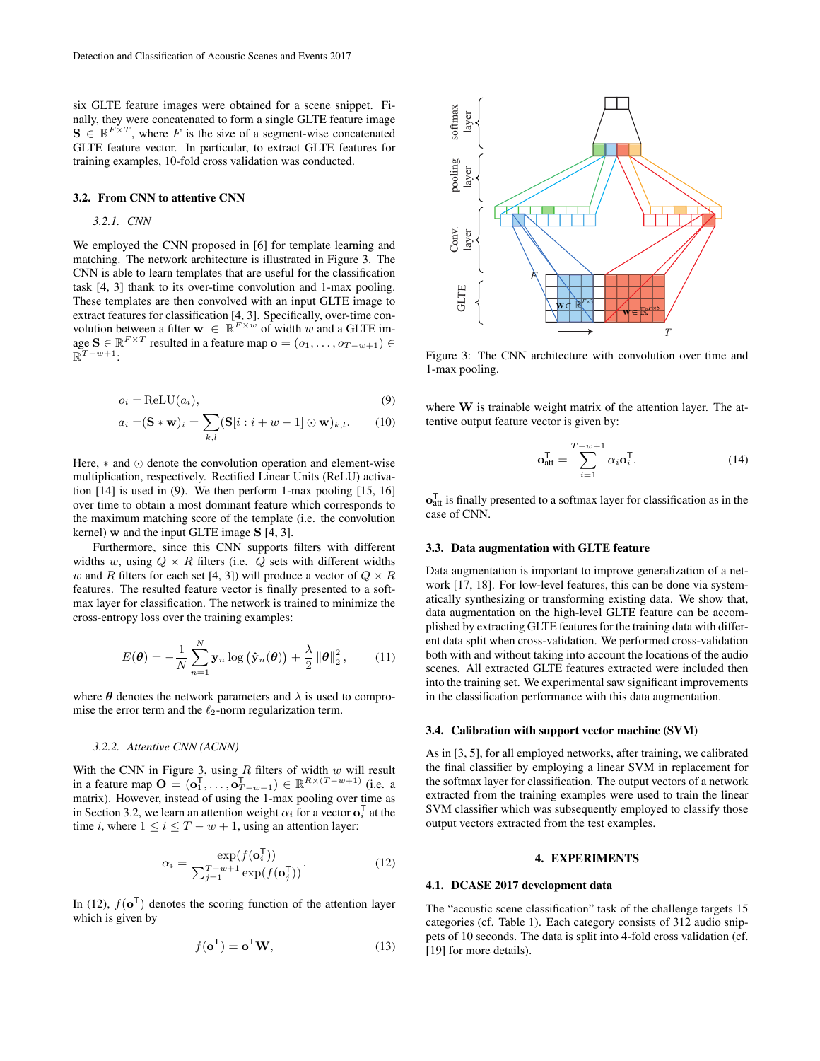six GLTE feature images were obtained for a scene snippet. Finally, they were concatenated to form a single GLTE feature image $\mathbf{S} \in \mathbb{R}^{F \times T}$, where $F$ is the size of a segment-wise concatenated GLTE feature vector. In particular, to extract GLTE features for training examples, 10-fold cross validation was conducted.

### 3.2. From CNN to attentive CNN

#### 3.2.1. CNN

We employed the CNN proposed in [6] for template learning and matching. The network architecture is illustrated in Figure 3. The CNN is able to learn templates that are useful for the classification task [4, 3] thank to its over-time convolution and 1-max pooling. These templates are then convolved with an input GLTE image to extract features for classification [4, 3]. Specifically, over-time convolution between a filter $\mathbf{w} \in \mathbb{R}^{F \times w}$ of width $w$ and a GLTE image $\mathbf{S} \in \mathbb{R}^{F \times T}$ resulted in a feature map $\mathbf{o} = (o_1, \ldots, o_{T-w+1}) \in \mathbb{R}^{T-w+1}$:

$$o_i = \mathrm{ReLU}(a_i), \tag{9}$$

$$a_i = (\mathbf{S} * \mathbf{w})_i = \sum_{k,l} (\mathbf{S}[i : i + w - 1] \odot \mathbf{w})_{k,l}. \tag{10}$$

Here, $*$ and $\odot$ denote the convolution operation and element-wise multiplication, respectively. Rectified Linear Units (ReLU) activation [14] is used in (9). We then perform 1-max pooling [15, 16] over time to obtain a most dominant feature which corresponds to the maximum matching score of the template (i.e. the convolution kernel) $\mathbf{w}$ and the input GLTE image $\mathbf{S}$ [4, 3].

Furthermore, since this CNN supports filters with different widths $w$, using $Q \times R$ filters (i.e. $Q$ sets with different widths $w$ and $R$ filters for each set [4, 3]) will produce a vector of $Q \times R$ features. The resulted feature vector is finally presented to a softmax layer for classification. The network is trained to minimize the cross-entropy loss over the training examples:

$$E(\boldsymbol{\theta}) = -\frac{1}{N} \sum_{n=1}^{N} \mathbf{y}_n \log\left(\hat{\mathbf{y}}_n(\boldsymbol{\theta})\right) + \frac{\lambda}{2} \|\boldsymbol{\theta}\|_2^2, \tag{11}$$

where $\boldsymbol{\theta}$ denotes the network parameters and $\lambda$ is used to compromise the error term and the $\ell_2$-norm regularization term.

#### 3.2.2. Attentive CNN (ACNN)

With the CNN in Figure 3, using $R$ filters of width $w$ will result in a feature map $\mathbf{O} = (\mathbf{o}_1^\mathsf{T}, \ldots, \mathbf{o}_{T-w+1}^\mathsf{T}) \in \mathbb{R}^{R \times (T-w+1)}$ (i.e. a matrix). However, instead of using the 1-max pooling over time as in Section 3.2, we learn an attention weight $\alpha_i$ for a vector $\mathbf{o}_i^\mathsf{T}$ at the time $i$, where $1 \le i \le T - w + 1$, using an attention layer:

$$\alpha_i = \frac{\exp(f(\mathbf{o}_i^\mathsf{T}))}{\sum_{j=1}^{T-w+1} \exp(f(\mathbf{o}_j^\mathsf{T}))}. \tag{12}$$

In (12), $f(\mathbf{o}^\mathsf{T})$ denotes the scoring function of the attention layer which is given by

$$f(\mathbf{o}^\mathsf{T}) = \mathbf{o}^\mathsf{T}\mathbf{W}, \tag{13}$$

Figure 3: The CNN architecture with convolution over time and 1-max pooling.

where $\mathbf{W}$ is trainable weight matrix of the attention layer. The attentive output feature vector is given by:

$$\mathbf{o}_{\text{att}}^\mathsf{T} = \sum_{i=1}^{T-w+1} \alpha_i \mathbf{o}_i^\mathsf{T}. \tag{14}$$

$\mathbf{o}_{\text{att}}^\mathsf{T}$ is finally presented to a softmax layer for classification as in the case of CNN.

### 3.3. Data augmentation with GLTE feature

Data augmentation is important to improve generalization of a network [17, 18]. For low-level features, this can be done via systematically synthesizing or transforming existing data. We show that, data augmentation on the high-level GLTE feature can be accomplished by extracting GLTE features for the training data with different data split when cross-validation. We performed cross-validation both with and without taking into account the locations of the audio scenes. All extracted GLTE features extracted were included then into the training set. We experimental saw significant improvements in the classification performance with this data augmentation.

### 3.4. Calibration with support vector machine (SVM)

As in [3, 5], for all employed networks, after training, we calibrated the final classifier by employing a linear SVM in replacement for the softmax layer for classification. The output vectors of a network extracted from the training examples were used to train the linear SVM classifier which was subsequently employed to classify those output vectors extracted from the test examples.

## 4. EXPERIMENTS

### 4.1. DCASE 2017 development data

The "acoustic scene classification" task of the challenge targets 15 categories (cf. Table 1). Each category consists of 312 audio snippets of 10 seconds. The data is split into 4-fold cross validation (cf. [19] for more details).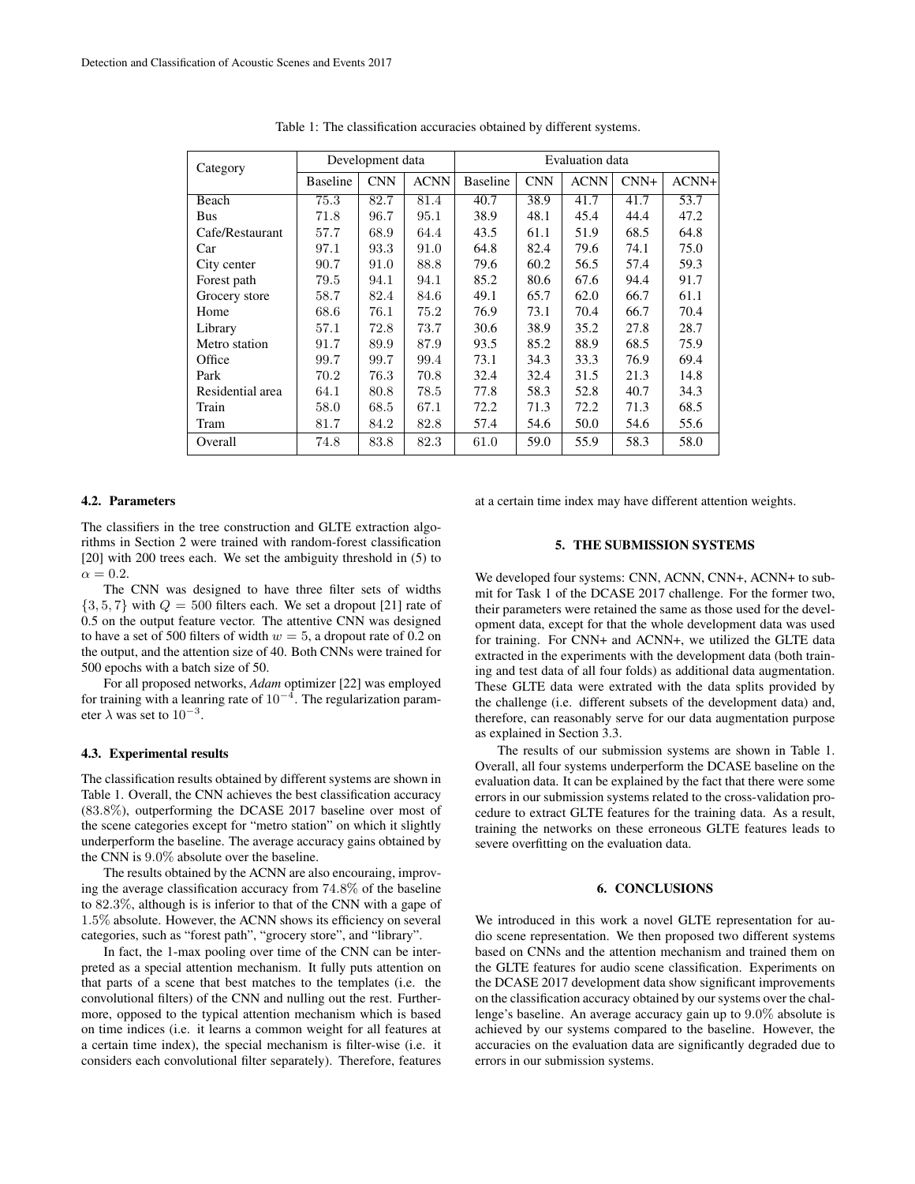Table 1: The classification accuracies obtained by different systems.

| Category | Development data | | | Evaluation data | | | | |
|---|---|---|---|---|---|---|---|---|
| | Baseline | CNN | ACNN | Baseline | CNN | ACNN | CNN+ | ACNN+ |
| Beach | 75.3 | 82.7 | 81.4 | 40.7 | 38.9 | 41.7 | 41.7 | 53.7 |
| Bus | 71.8 | 96.7 | 95.1 | 38.9 | 48.1 | 45.4 | 44.4 | 47.2 |
| Cafe/Restaurant | 57.7 | 68.9 | 64.4 | 43.5 | 61.1 | 51.9 | 68.5 | 64.8 |
| Car | 97.1 | 93.3 | 91.0 | 64.8 | 82.4 | 79.6 | 74.1 | 75.0 |
| City center | 90.7 | 91.0 | 88.8 | 79.6 | 60.2 | 56.5 | 57.4 | 59.3 |
| Forest path | 79.5 | 94.1 | 94.1 | 85.2 | 80.6 | 67.6 | 94.4 | 91.7 |
| Grocery store | 58.7 | 82.4 | 84.6 | 49.1 | 65.7 | 62.0 | 66.7 | 61.1 |
| Home | 68.6 | 76.1 | 75.2 | 76.9 | 73.1 | 70.4 | 66.7 | 70.4 |
| Library | 57.1 | 72.8 | 73.7 | 30.6 | 38.9 | 35.2 | 27.8 | 28.7 |
| Metro station | 91.7 | 89.9 | 87.9 | 93.5 | 85.2 | 88.9 | 68.5 | 75.9 |
| Office | 99.7 | 99.7 | 99.4 | 73.1 | 34.3 | 33.3 | 76.9 | 69.4 |
| Park | 70.2 | 76.3 | 70.8 | 32.4 | 32.4 | 31.5 | 21.3 | 14.8 |
| Residential area | 64.1 | 80.8 | 78.5 | 77.8 | 58.3 | 52.8 | 40.7 | 34.3 |
| Train | 58.0 | 68.5 | 67.1 | 72.2 | 71.3 | 72.2 | 71.3 | 68.5 |
| Tram | 81.7 | 84.2 | 82.8 | 57.4 | 54.6 | 50.0 | 54.6 | 55.6 |
| Overall | 74.8 | 83.8 | 82.3 | 61.0 | 59.0 | 55.9 | 58.3 | 58.0 |

### 4.2. Parameters

The classifiers in the tree construction and GLTE extraction algorithms in Section 2 were trained with random-forest classification [20] with 200 trees each. We set the ambiguity threshold in (5) to $\alpha = 0.2$.

The CNN was designed to have three filter sets of widths $\{3, 5, 7\}$ with $Q = 500$ filters each. We set a dropout [21] rate of 0.5 on the output feature vector. The attentive CNN was designed to have a set of 500 filters of width $w = 5$, a dropout rate of 0.2 on the output, and the attention size of 40. Both CNNs were trained for 500 epochs with a batch size of 50.

For all proposed networks, *Adam* optimizer [22] was employed for training with a leanring rate of $10^{-4}$. The regularization parameter $\lambda$ was set to $10^{-3}$.

### 4.3. Experimental results

The classification results obtained by different systems are shown in Table 1. Overall, the CNN achieves the best classification accuracy (83.8%), outperforming the DCASE 2017 baseline over most of the scene categories except for "metro station" on which it slightly underperform the baseline. The average accuracy gains obtained by the CNN is $9.0\%$ absolute over the baseline.

The results obtained by the ACNN are also encouraging, improving the average classification accuracy from $74.8\%$ of the baseline to $82.3\%$, although is is inferior to that of the CNN with a gape of $1.5\%$ absolute. However, the ACNN shows its efficiency on several categories, such as "forest path", "grocery store", and "library".

In fact, the 1-max pooling over time of the CNN can be interpreted as a special attention mechanism. It fully puts attention on that parts of a scene that best matches to the templates (i.e. the convolutional filters) of the CNN and nulling out the rest. Furthermore, opposed to the typical attention mechanism which is based on time indices (i.e. it learns a common weight for all features at a certain time index), the special mechanism is filter-wise (i.e. it considers each convolutional filter separately). Therefore, features at a certain time index may have different attention weights.

## 5. THE SUBMISSION SYSTEMS

We developed four systems: CNN, ACNN, CNN+, ACNN+ to submit for Task 1 of the DCASE 2017 challenge. For the former two, their parameters were retained the same as those used for the development data, except for that the whole development data was used for training. For CNN+ and ACNN+, we utilized the GLTE data extracted in the experiments with the development data (both training and test data of all four folds) as additional data augmentation. These GLTE data were extrated with the data splits provided by the challenge (i.e. different subsets of the development data) and, therefore, can reasonably serve for our data augmentation purpose as explained in Section 3.3.

The results of our submission systems are shown in Table 1. Overall, all four systems underperform the DCASE baseline on the evaluation data. It can be explained by the fact that there were some errors in our submission systems related to the cross-validation procedure to extract GLTE features for the training data. As a result, training the networks on these erroneous GLTE features leads to severe overfitting on the evaluation data.

## 6. CONCLUSIONS

We introduced in this work a novel GLTE representation for audio scene representation. We then proposed two different systems based on CNNs and the attention mechanism and trained them on the GLTE features for audio scene classification. Experiments on the DCASE 2017 development data show significant improvements on the classification accuracy obtained by our systems over the challenge's baseline. An average accuracy gain up to $9.0\%$ absolute is achieved by our systems compared to the baseline. However, the accuracies on the evaluation data are significantly degraded due to errors in our submission systems.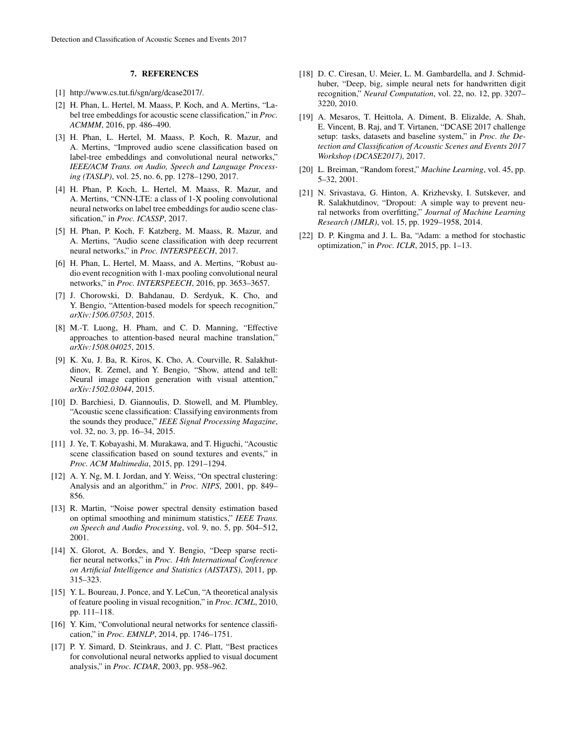## 7. REFERENCES

[1] http://www.cs.tut.fi/sgn/arg/dcase2017/.

[2] H. Phan, L. Hertel, M. Maass, P. Koch, and A. Mertins, "Label tree embeddings for acoustic scene classification," in *Proc. ACMMM*, 2016, pp. 486–490.

[3] H. Phan, L. Hertel, M. Maass, P. Koch, R. Mazur, and A. Mertins, "Improved audio scene classification based on label-tree embeddings and convolutional neural networks," *IEEE/ACM Trans. on Audio, Speech and Language Processing (TASLP)*, vol. 25, no. 6, pp. 1278–1290, 2017.

[4] H. Phan, P. Koch, L. Hertel, M. Maass, R. Mazur, and A. Mertins, "CNN-LTE: a class of 1-X pooling convolutional neural networks on label tree embeddings for audio scene classification," in *Proc. ICASSP*, 2017.

[5] H. Phan, P. Koch, F. Katzberg, M. Maass, R. Mazur, and A. Mertins, "Audio scene classification with deep recurrent neural networks," in *Proc. INTERSPEECH*, 2017.

[6] H. Phan, L. Hertel, M. Maass, and A. Mertins, "Robust audio event recognition with 1-max pooling convolutional neural networks," in *Proc. INTERSPEECH*, 2016, pp. 3653–3657.

[7] J. Chorowski, D. Bahdanau, D. Serdyuk, K. Cho, and Y. Bengio, "Attention-based models for speech recognition," *arXiv:1506.07503*, 2015.

[8] M.-T. Luong, H. Pham, and C. D. Manning, "Effective approaches to attention-based neural machine translation," *arXiv:1508.04025*, 2015.

[9] K. Xu, J. Ba, R. Kiros, K. Cho, A. Courville, R. Salakhutdinov, R. Zemel, and Y. Bengio, "Show, attend and tell: Neural image caption generation with visual attention," *arXiv:1502.03044*, 2015.

[10] D. Barchiesi, D. Giannoulis, D. Stowell, and M. Plumbley, "Acoustic scene classification: Classifying environments from the sounds they produce," *IEEE Signal Processing Magazine*, vol. 32, no. 3, pp. 16–34, 2015.

[11] J. Ye, T. Kobayashi, M. Murakawa, and T. Higuchi, "Acoustic scene classification based on sound textures and events," in *Proc. ACM Multimedia*, 2015, pp. 1291–1294.

[12] A. Y. Ng, M. I. Jordan, and Y. Weiss, "On spectral clustering: Analysis and an algorithm," in *Proc. NIPS*, 2001, pp. 849–856.

[13] R. Martin, "Noise power spectral density estimation based on optimal smoothing and minimum statistics," *IEEE Trans. on Speech and Audio Processing*, vol. 9, no. 5, pp. 504–512, 2001.

[14] X. Glorot, A. Bordes, and Y. Bengio, "Deep sparse rectifier neural networks," in *Proc. 14th International Conference on Artificial Intelligence and Statistics (AISTATS)*, 2011, pp. 315–323.

[15] Y. L. Boureau, J. Ponce, and Y. LeCun, "A theoretical analysis of feature pooling in visual recognition," in *Proc. ICML*, 2010, pp. 111–118.

[16] Y. Kim, "Convolutional neural networks for sentence classification," in *Proc. EMNLP*, 2014, pp. 1746–1751.

[17] P. Y. Simard, D. Steinkraus, and J. C. Platt, "Best practices for convolutional neural networks applied to visual document analysis," in *Proc. ICDAR*, 2003, pp. 958–962.

[18] D. C. Ciresan, U. Meier, L. M. Gambardella, and J. Schmidhuber, "Deep, big, simple neural nets for handwritten digit recognition," *Neural Computation*, vol. 22, no. 12, pp. 3207–3220, 2010.

[19] A. Mesaros, T. Heittola, A. Diment, B. Elizalde, A. Shah, E. Vincent, B. Raj, and T. Virtanen, "DCASE 2017 challenge setup: tasks, datasets and baseline system," in *Proc. the Detection and Classification of Acoustic Scenes and Events 2017 Workshop (DCASE2017)*, 2017.

[20] L. Breiman, "Random forest," *Machine Learning*, vol. 45, pp. 5–32, 2001.

[21] N. Srivastava, G. Hinton, A. Krizhevsky, I. Sutskever, and R. Salakhutdinov, "Dropout: A simple way to prevent neural networks from overfitting," *Journal of Machine Learning Research (JMLR)*, vol. 15, pp. 1929–1958, 2014.

[22] D. P. Kingma and J. L. Ba, "Adam: a method for stochastic optimization," in *Proc. ICLR*, 2015, pp. 1–13.